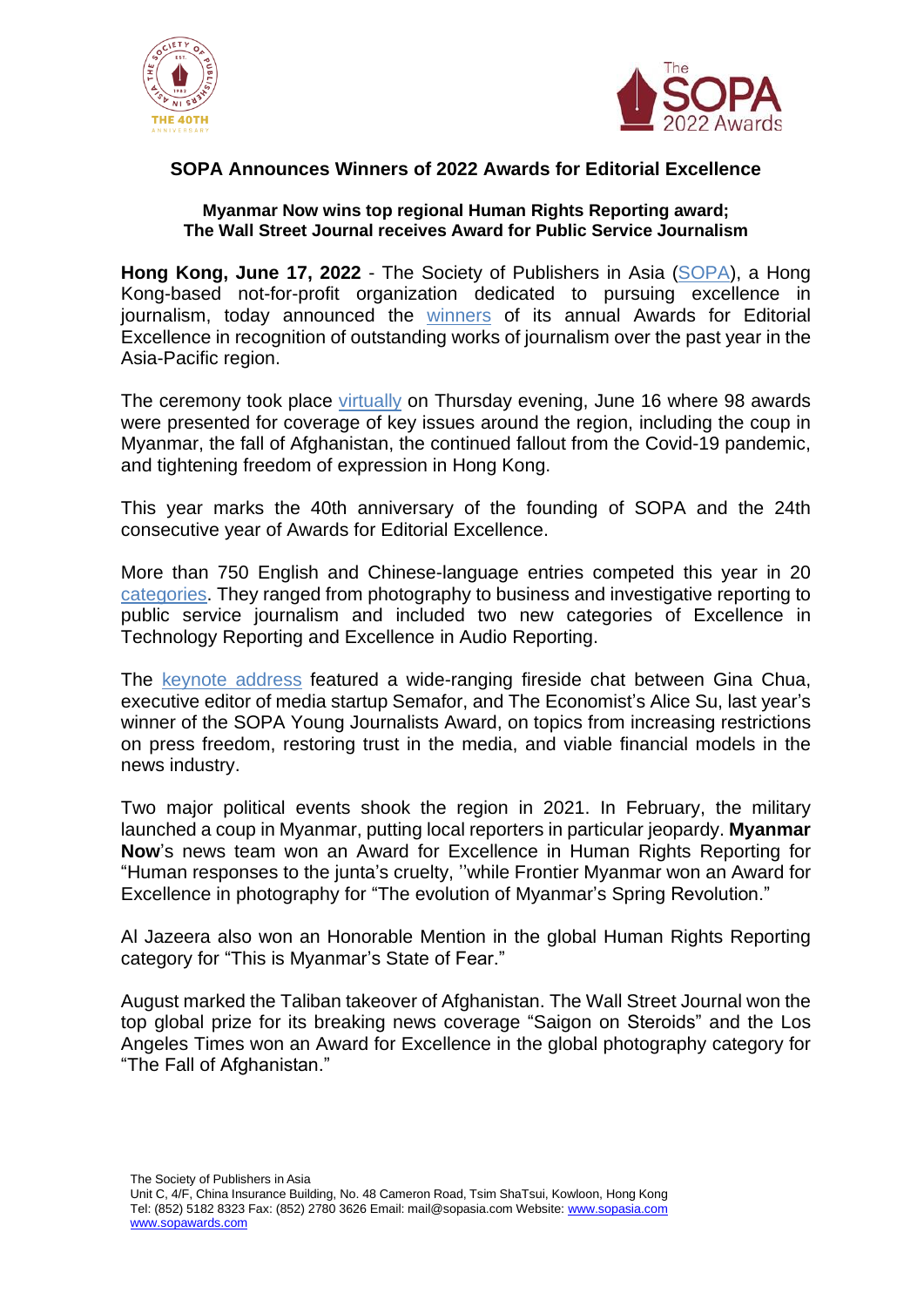## SOPA Announces Winners of 2022 Awards for Editorial Excellence

**Myanmar Now wins top regional Human Rights Reporting award;**
**The Wall Street Journal receives Award for Public Service Journalism**

**Hong Kong, June 17, 2022** - The Society of Publishers in Asia (SOPA), a Hong Kong-based not-for-profit organization dedicated to pursuing excellence in journalism, today announced the winners of its annual Awards for Editorial Excellence in recognition of outstanding works of journalism over the past year in the Asia-Pacific region.

The ceremony took place virtually on Thursday evening, June 16 where 98 awards were presented for coverage of key issues around the region, including the coup in Myanmar, the fall of Afghanistan, the continued fallout from the Covid-19 pandemic, and tightening freedom of expression in Hong Kong.

This year marks the 40th anniversary of the founding of SOPA and the 24th consecutive year of Awards for Editorial Excellence.

More than 750 English and Chinese-language entries competed this year in 20 categories. They ranged from photography to business and investigative reporting to public service journalism and included two new categories of Excellence in Technology Reporting and Excellence in Audio Reporting.

The keynote address featured a wide-ranging fireside chat between Gina Chua, executive editor of media startup Semafor, and The Economist's Alice Su, last year's winner of the SOPA Young Journalists Award, on topics from increasing restrictions on press freedom, restoring trust in the media, and viable financial models in the news industry.

Two major political events shook the region in 2021. In February, the military launched a coup in Myanmar, putting local reporters in particular jeopardy. **Myanmar Now**'s news team won an Award for Excellence in Human Rights Reporting for "Human responses to the junta's cruelty, "while Frontier Myanmar won an Award for Excellence in photography for "The evolution of Myanmar's Spring Revolution."

Al Jazeera also won an Honorable Mention in the global Human Rights Reporting category for "This is Myanmar's State of Fear."

August marked the Taliban takeover of Afghanistan. The Wall Street Journal won the top global prize for its breaking news coverage "Saigon on Steroids" and the Los Angeles Times won an Award for Excellence in the global photography category for "The Fall of Afghanistan."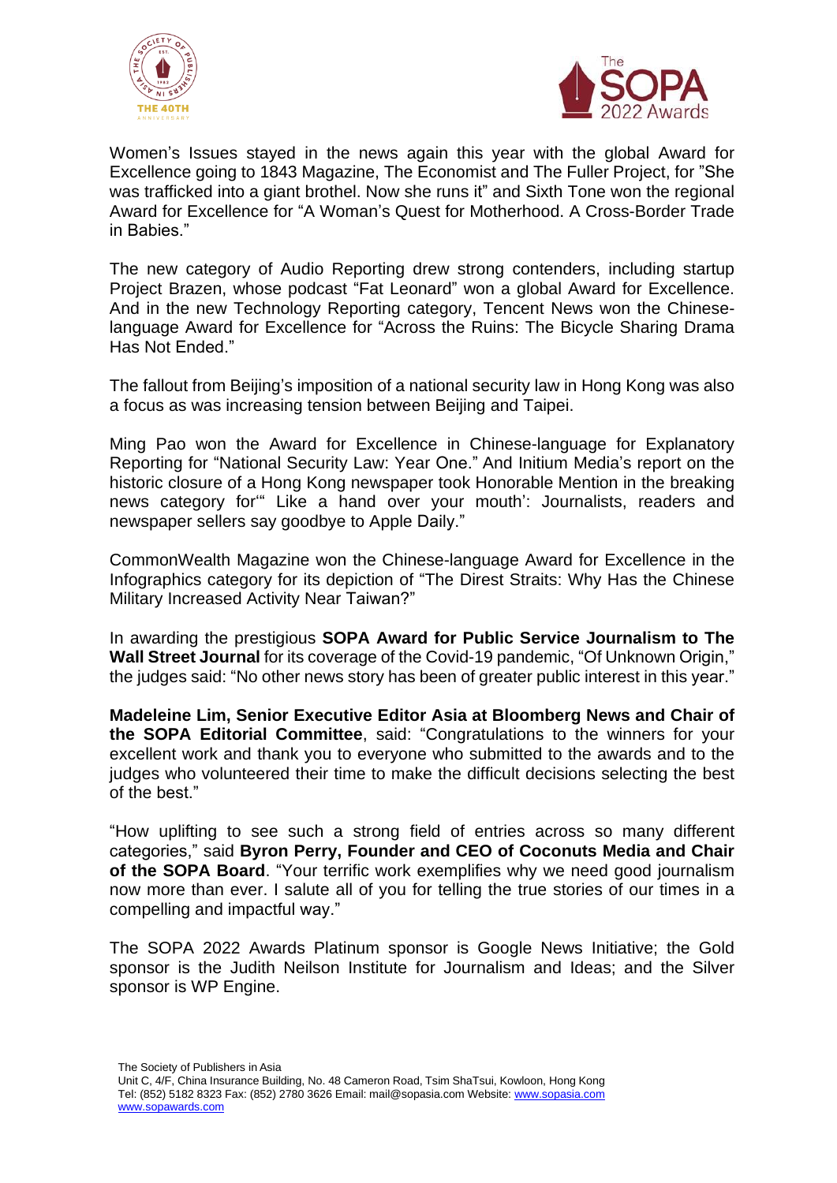Women's Issues stayed in the news again this year with the global Award for Excellence going to 1843 Magazine, The Economist and The Fuller Project, for "She was trafficked into a giant brothel. Now she runs it" and Sixth Tone won the regional Award for Excellence for "A Woman's Quest for Motherhood. A Cross-Border Trade in Babies."

The new category of Audio Reporting drew strong contenders, including startup Project Brazen, whose podcast "Fat Leonard" won a global Award for Excellence. And in the new Technology Reporting category, Tencent News won the Chinese-language Award for Excellence for "Across the Ruins: The Bicycle Sharing Drama Has Not Ended."

The fallout from Beijing's imposition of a national security law in Hong Kong was also a focus as was increasing tension between Beijing and Taipei.

Ming Pao won the Award for Excellence in Chinese-language for Explanatory Reporting for "National Security Law: Year One." And Initium Media's report on the historic closure of a Hong Kong newspaper took Honorable Mention in the breaking news category for'" Like a hand over your mouth': Journalists, readers and newspaper sellers say goodbye to Apple Daily."

CommonWealth Magazine won the Chinese-language Award for Excellence in the Infographics category for its depiction of "The Direst Straits: Why Has the Chinese Military Increased Activity Near Taiwan?"

In awarding the prestigious **SOPA Award for Public Service Journalism to The Wall Street Journal** for its coverage of the Covid-19 pandemic, "Of Unknown Origin," the judges said: "No other news story has been of greater public interest in this year."

**Madeleine Lim, Senior Executive Editor Asia at Bloomberg News and Chair of the SOPA Editorial Committee**, said: "Congratulations to the winners for your excellent work and thank you to everyone who submitted to the awards and to the judges who volunteered their time to make the difficult decisions selecting the best of the best."

"How uplifting to see such a strong field of entries across so many different categories," said **Byron Perry, Founder and CEO of Coconuts Media and Chair of the SOPA Board**. "Your terrific work exemplifies why we need good journalism now more than ever. I salute all of you for telling the true stories of our times in a compelling and impactful way."

The SOPA 2022 Awards Platinum sponsor is Google News Initiative; the Gold sponsor is the Judith Neilson Institute for Journalism and Ideas; and the Silver sponsor is WP Engine.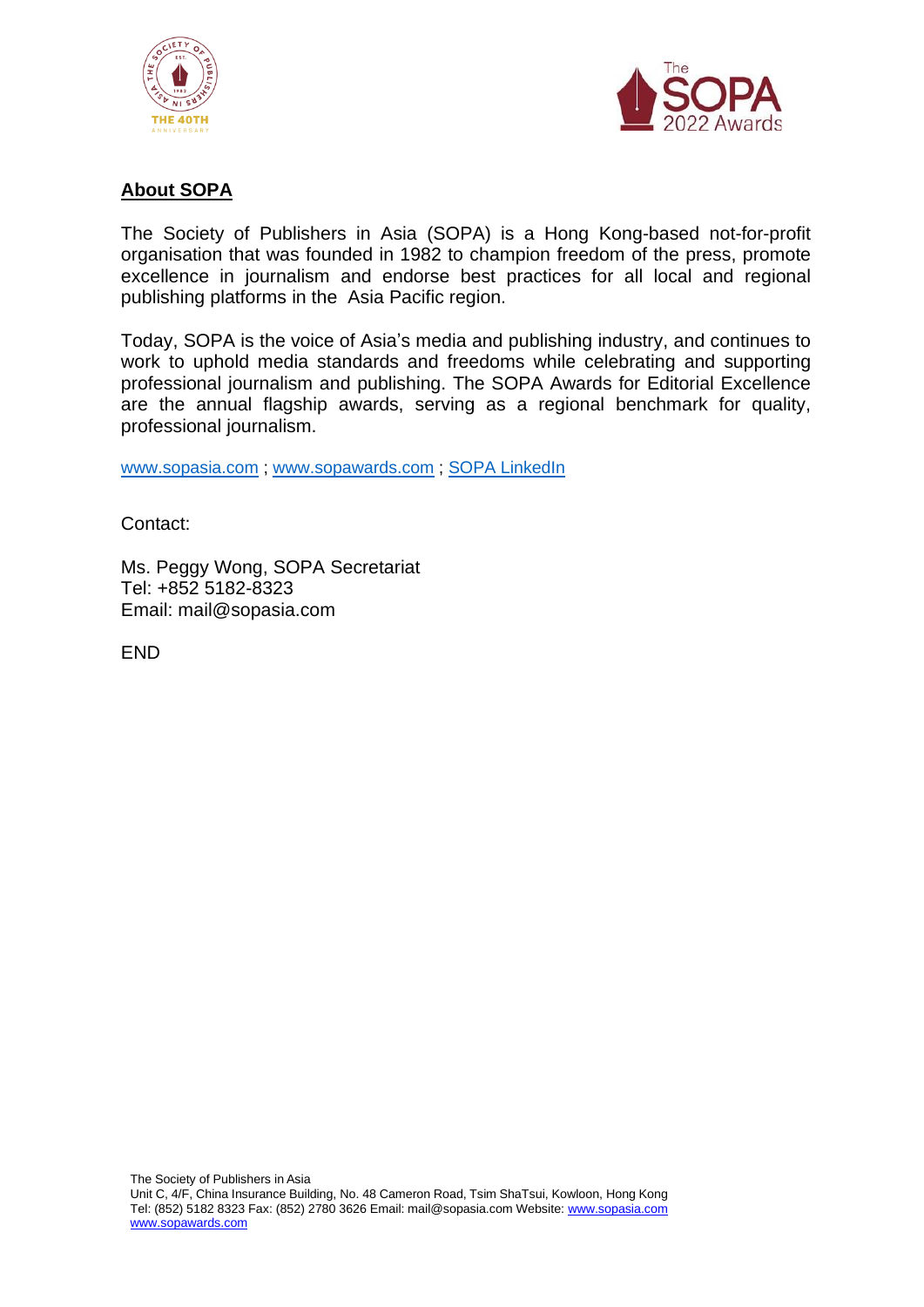## About SOPA

The Society of Publishers in Asia (SOPA) is a Hong Kong-based not-for-profit organisation that was founded in 1982 to champion freedom of the press, promote excellence in journalism and endorse best practices for all local and regional publishing platforms in the Asia Pacific region.

Today, SOPA is the voice of Asia's media and publishing industry, and continues to work to uphold media standards and freedoms while celebrating and supporting professional journalism and publishing. The SOPA Awards for Editorial Excellence are the annual flagship awards, serving as a regional benchmark for quality, professional journalism.

www.sopasia.com ; www.sopawards.com ; SOPA LinkedIn

Contact:

Ms. Peggy Wong, SOPA Secretariat
Tel: +852 5182-8323
Email: mail@sopasia.com

END

The Society of Publishers in Asia
Unit C, 4/F, China Insurance Building, No. 48 Cameron Road, Tsim ShaTsui, Kowloon, Hong Kong
Tel: (852) 5182 8323 Fax: (852) 2780 3626 Email: mail@sopasia.com Website: www.sopasia.com
www.sopawards.com